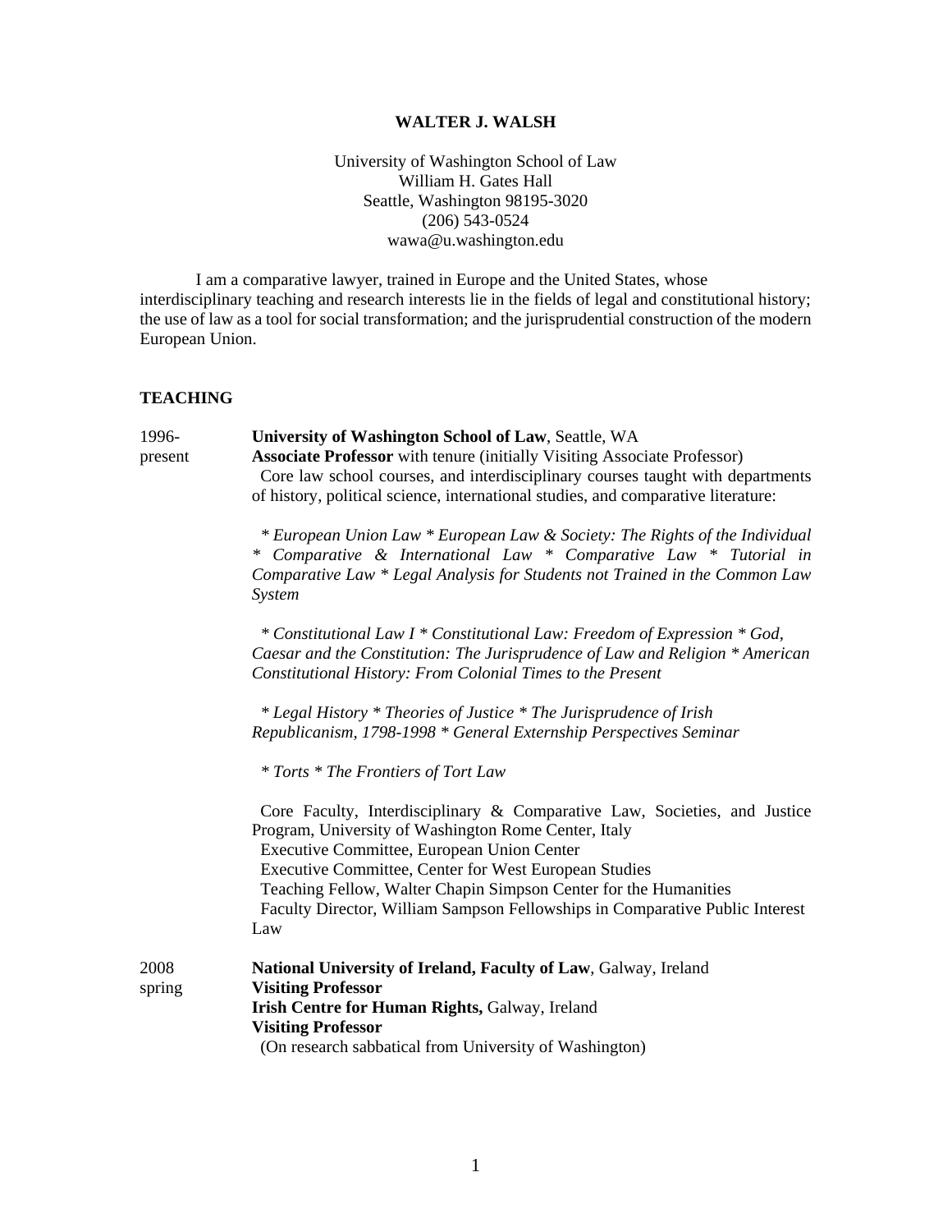# WALTER J. WALSH

University of Washington School of Law
William H. Gates Hall
Seattle, Washington 98195-3020
(206) 543-0524
wawa@u.washington.edu

I am a comparative lawyer, trained in Europe and the United States, whose interdisciplinary teaching and research interests lie in the fields of legal and constitutional history; the use of law as a tool for social transformation; and the jurisprudential construction of the modern European Union.

## TEACHING

**1996-present**

**University of Washington School of Law**, Seattle, WA
**Associate Professor** with tenure (initially Visiting Associate Professor)
Core law school courses, and interdisciplinary courses taught with departments of history, political science, international studies, and comparative literature:

*\* European Union Law \* European Law & Society: The Rights of the Individual \* Comparative & International Law \* Comparative Law \* Tutorial in Comparative Law \* Legal Analysis for Students not Trained in the Common Law System*

*\* Constitutional Law I \* Constitutional Law: Freedom of Expression \* God, Caesar and the Constitution: The Jurisprudence of Law and Religion \* American Constitutional History: From Colonial Times to the Present*

*\* Legal History \* Theories of Justice \* The Jurisprudence of Irish Republicanism, 1798-1998 \* General Externship Perspectives Seminar*

*\* Torts \* The Frontiers of Tort Law*

Core Faculty, Interdisciplinary & Comparative Law, Societies, and Justice Program, University of Washington Rome Center, Italy
Executive Committee, European Union Center
Executive Committee, Center for West European Studies
Teaching Fellow, Walter Chapin Simpson Center for the Humanities
Faculty Director, William Sampson Fellowships in Comparative Public Interest Law

**2008 spring**

**National University of Ireland, Faculty of Law**, Galway, Ireland
**Visiting Professor**
**Irish Centre for Human Rights,** Galway, Ireland
**Visiting Professor**
(On research sabbatical from University of Washington)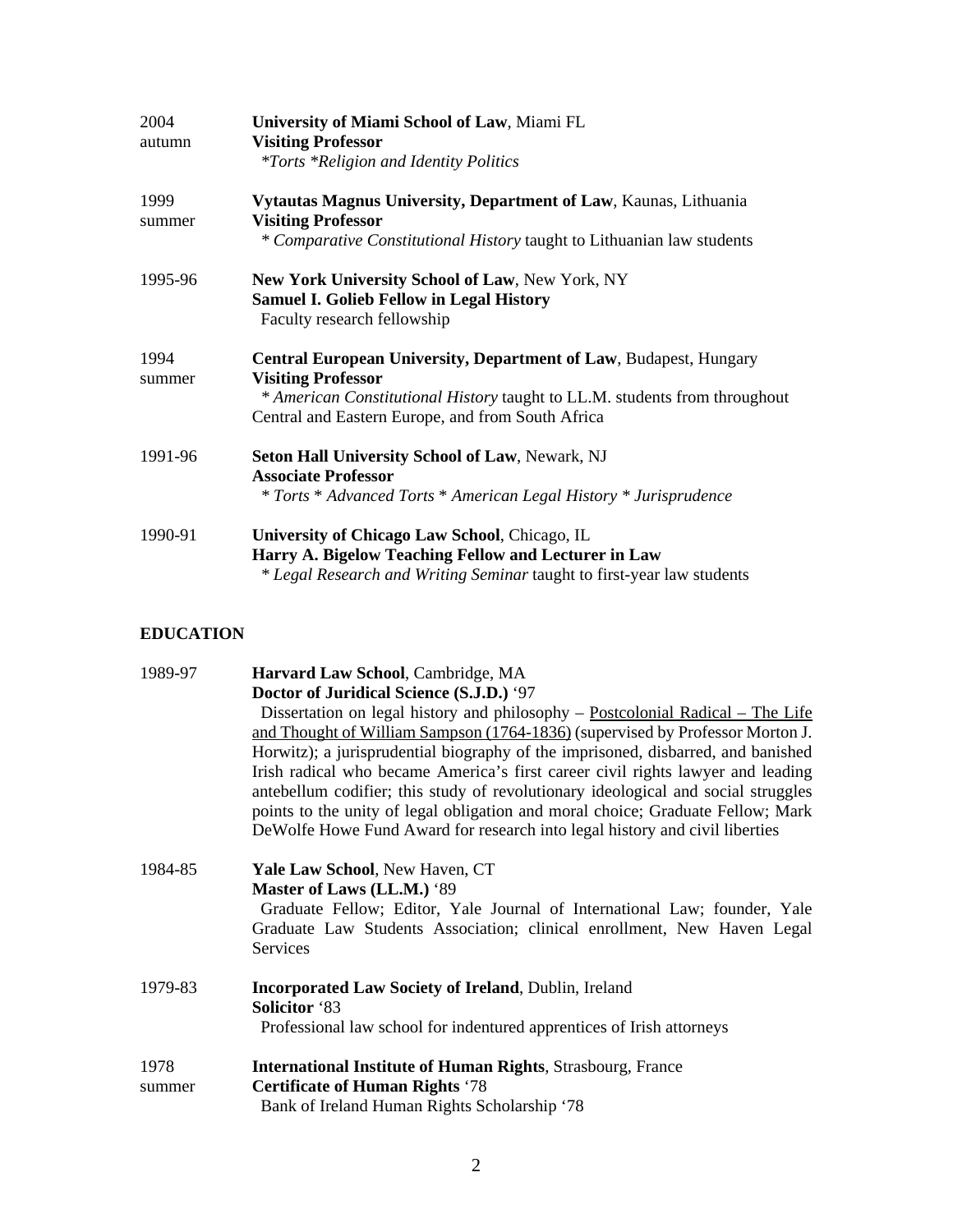2004 autumn — **University of Miami School of Law**, Miami FL
**Visiting Professor**
*\*Torts \*Religion and Identity Politics*

1999 summer — **Vytautas Magnus University, Department of Law**, Kaunas, Lithuania
**Visiting Professor**
\* *Comparative Constitutional History* taught to Lithuanian law students

1995-96 — **New York University School of Law**, New York, NY
**Samuel I. Golieb Fellow in Legal History**
Faculty research fellowship

1994 summer — **Central European University, Department of Law**, Budapest, Hungary
**Visiting Professor**
\* *American Constitutional History* taught to LL.M. students from throughout Central and Eastern Europe, and from South Africa

1991-96 — **Seton Hall University School of Law**, Newark, NJ
**Associate Professor**
*\* Torts \* Advanced Torts \* American Legal History \* Jurisprudence*

1990-91 — **University of Chicago Law School**, Chicago, IL
**Harry A. Bigelow Teaching Fellow and Lecturer in Law**
\* *Legal Research and Writing Seminar* taught to first-year law students

## EDUCATION

1989-97 — **Harvard Law School**, Cambridge, MA
**Doctor of Juridical Science (S.J.D.)** '97
Dissertation on legal history and philosophy – <u>Postcolonial Radical – The Life and Thought of William Sampson (1764-1836)</u> (supervised by Professor Morton J. Horwitz); a jurisprudential biography of the imprisoned, disbarred, and banished Irish radical who became America's first career civil rights lawyer and leading antebellum codifier; this study of revolutionary ideological and social struggles points to the unity of legal obligation and moral choice; Graduate Fellow; Mark DeWolfe Howe Fund Award for research into legal history and civil liberties

1984-85 — **Yale Law School**, New Haven, CT
**Master of Laws (LL.M.)** '89
Graduate Fellow; Editor, Yale Journal of International Law; founder, Yale Graduate Law Students Association; clinical enrollment, New Haven Legal Services

1979-83 — **Incorporated Law Society of Ireland**, Dublin, Ireland
**Solicitor** '83
Professional law school for indentured apprentices of Irish attorneys

1978 summer — **International Institute of Human Rights**, Strasbourg, France
**Certificate of Human Rights** '78
Bank of Ireland Human Rights Scholarship '78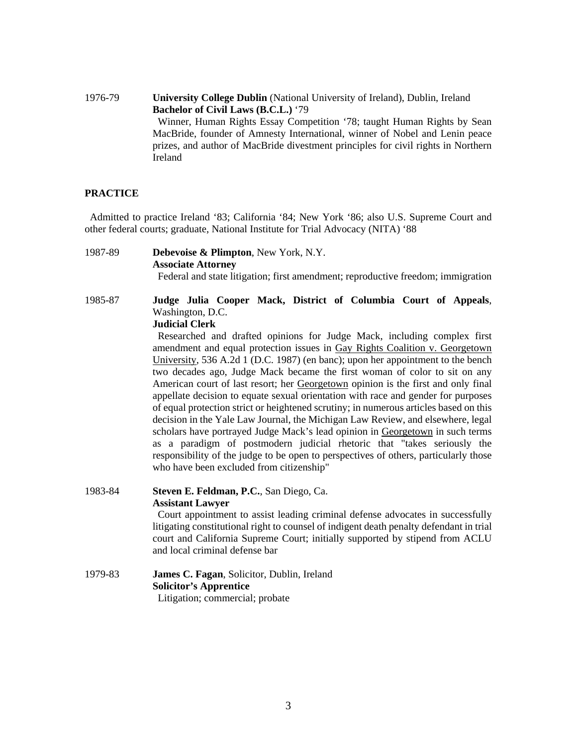1976-79 **University College Dublin** (National University of Ireland), Dublin, Ireland
**Bachelor of Civil Laws (B.C.L.)** '79
Winner, Human Rights Essay Competition '78; taught Human Rights by Sean MacBride, founder of Amnesty International, winner of Nobel and Lenin peace prizes, and author of MacBride divestment principles for civil rights in Northern Ireland

## PRACTICE

Admitted to practice Ireland '83; California '84; New York '86; also U.S. Supreme Court and other federal courts; graduate, National Institute for Trial Advocacy (NITA) '88

1987-89 **Debevoise & Plimpton**, New York, N.Y.
**Associate Attorney**
Federal and state litigation; first amendment; reproductive freedom; immigration

1985-87 **Judge Julia Cooper Mack, District of Columbia Court of Appeals**, Washington, D.C.
**Judicial Clerk**
Researched and drafted opinions for Judge Mack, including complex first amendment and equal protection issues in <u>Gay Rights Coalition v. Georgetown University</u>, 536 A.2d 1 (D.C. 1987) (en banc); upon her appointment to the bench two decades ago, Judge Mack became the first woman of color to sit on any American court of last resort; her <u>Georgetown</u> opinion is the first and only final appellate decision to equate sexual orientation with race and gender for purposes of equal protection strict or heightened scrutiny; in numerous articles based on this decision in the Yale Law Journal, the Michigan Law Review, and elsewhere, legal scholars have portrayed Judge Mack's lead opinion in <u>Georgetown</u> in such terms as a paradigm of postmodern judicial rhetoric that "takes seriously the responsibility of the judge to be open to perspectives of others, particularly those who have been excluded from citizenship"

1983-84 **Steven E. Feldman, P.C.**, San Diego, Ca.
**Assistant Lawyer**
Court appointment to assist leading criminal defense advocates in successfully litigating constitutional right to counsel of indigent death penalty defendant in trial court and California Supreme Court; initially supported by stipend from ACLU and local criminal defense bar

1979-83 **James C. Fagan**, Solicitor, Dublin, Ireland
**Solicitor's Apprentice**
Litigation; commercial; probate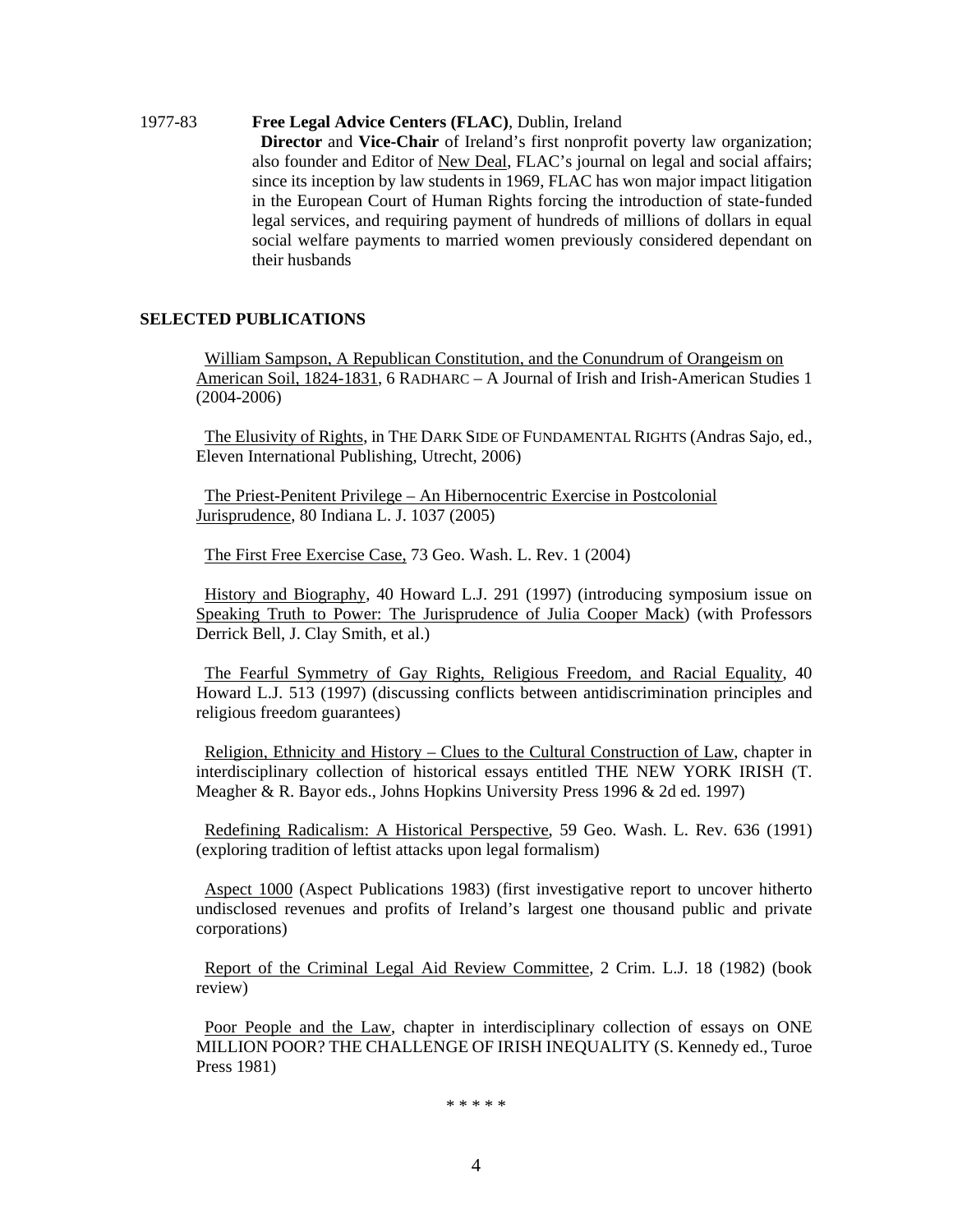1977-83 **Free Legal Advice Centers (FLAC)**, Dublin, Ireland

**Director** and **Vice-Chair** of Ireland's first nonprofit poverty law organization; also founder and Editor of <u>New Deal</u>, FLAC's journal on legal and social affairs; since its inception by law students in 1969, FLAC has won major impact litigation in the European Court of Human Rights forcing the introduction of state-funded legal services, and requiring payment of hundreds of millions of dollars in equal social welfare payments to married women previously considered dependant on their husbands

## SELECTED PUBLICATIONS

<u>William Sampson, A Republican Constitution, and the Conundrum of Orangeism on American Soil, 1824-1831</u>, 6 RADHARC – A Journal of Irish and Irish-American Studies 1 (2004-2006)

<u>The Elusivity of Rights</u>, in THE DARK SIDE OF FUNDAMENTAL RIGHTS (Andras Sajo, ed., Eleven International Publishing, Utrecht, 2006)

<u>The Priest-Penitent Privilege – An Hibernocentric Exercise in Postcolonial Jurisprudence</u>, 80 Indiana L. J. 1037 (2005)

<u>The First Free Exercise Case,</u> 73 Geo. Wash. L. Rev. 1 (2004)

<u>History and Biography</u>, 40 Howard L.J. 291 (1997) (introducing symposium issue on <u>Speaking Truth to Power: The Jurisprudence of Julia Cooper Mack</u>) (with Professors Derrick Bell, J. Clay Smith, et al.)

<u>The Fearful Symmetry of Gay Rights, Religious Freedom, and Racial Equality</u>, 40 Howard L.J. 513 (1997) (discussing conflicts between antidiscrimination principles and religious freedom guarantees)

<u>Religion, Ethnicity and History – Clues to the Cultural Construction of Law</u>, chapter in interdisciplinary collection of historical essays entitled THE NEW YORK IRISH (T. Meagher & R. Bayor eds., Johns Hopkins University Press 1996 & 2d ed. 1997)

<u>Redefining Radicalism: A Historical Perspective</u>, 59 Geo. Wash. L. Rev. 636 (1991) (exploring tradition of leftist attacks upon legal formalism)

<u>Aspect 1000</u> (Aspect Publications 1983) (first investigative report to uncover hitherto undisclosed revenues and profits of Ireland's largest one thousand public and private corporations)

<u>Report of the Criminal Legal Aid Review Committee</u>, 2 Crim. L.J. 18 (1982) (book review)

<u>Poor People and the Law</u>, chapter in interdisciplinary collection of essays on ONE MILLION POOR? THE CHALLENGE OF IRISH INEQUALITY (S. Kennedy ed., Turoe Press 1981)

\* \* \* \* \*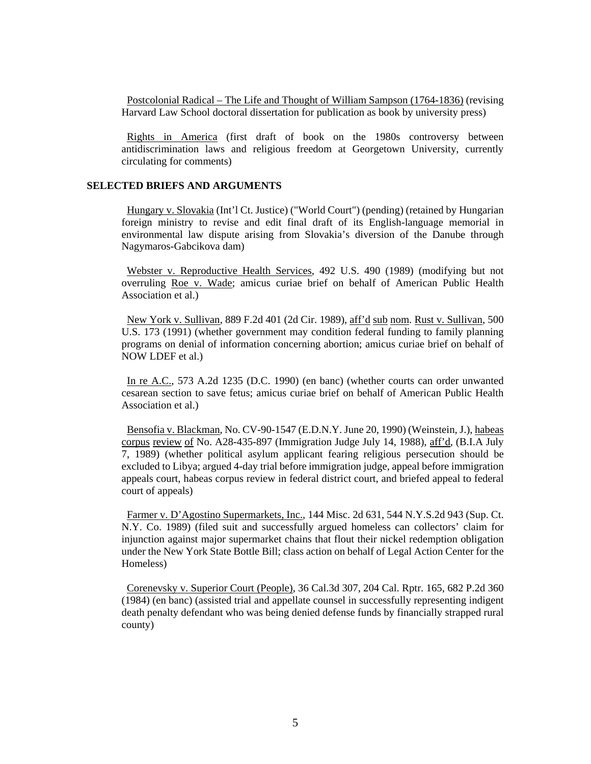Postcolonial Radical – The Life and Thought of William Sampson (1764-1836) (revising Harvard Law School doctoral dissertation for publication as book by university press)

Rights in America (first draft of book on the 1980s controversy between antidiscrimination laws and religious freedom at Georgetown University, currently circulating for comments)

**SELECTED BRIEFS AND ARGUMENTS**

Hungary v. Slovakia (Int'l Ct. Justice) ("World Court") (pending) (retained by Hungarian foreign ministry to revise and edit final draft of its English-language memorial in environmental law dispute arising from Slovakia's diversion of the Danube through Nagymaros-Gabcikova dam)

Webster v. Reproductive Health Services, 492 U.S. 490 (1989) (modifying but not overruling Roe v. Wade; amicus curiae brief on behalf of American Public Health Association et al.)

New York v. Sullivan, 889 F.2d 401 (2d Cir. 1989), aff'd sub nom. Rust v. Sullivan, 500 U.S. 173 (1991) (whether government may condition federal funding to family planning programs on denial of information concerning abortion; amicus curiae brief on behalf of NOW LDEF et al.)

In re A.C., 573 A.2d 1235 (D.C. 1990) (en banc) (whether courts can order unwanted cesarean section to save fetus; amicus curiae brief on behalf of American Public Health Association et al.)

Bensofia v. Blackman, No. CV-90-1547 (E.D.N.Y. June 20, 1990) (Weinstein, J.), habeas corpus review of No. A28-435-897 (Immigration Judge July 14, 1988), aff'd, (B.I.A July 7, 1989) (whether political asylum applicant fearing religious persecution should be excluded to Libya; argued 4-day trial before immigration judge, appeal before immigration appeals court, habeas corpus review in federal district court, and briefed appeal to federal court of appeals)

Farmer v. D'Agostino Supermarkets, Inc., 144 Misc. 2d 631, 544 N.Y.S.2d 943 (Sup. Ct. N.Y. Co. 1989) (filed suit and successfully argued homeless can collectors' claim for injunction against major supermarket chains that flout their nickel redemption obligation under the New York State Bottle Bill; class action on behalf of Legal Action Center for the Homeless)

Corenevsky v. Superior Court (People), 36 Cal.3d 307, 204 Cal. Rptr. 165, 682 P.2d 360 (1984) (en banc) (assisted trial and appellate counsel in successfully representing indigent death penalty defendant who was being denied defense funds by financially strapped rural county)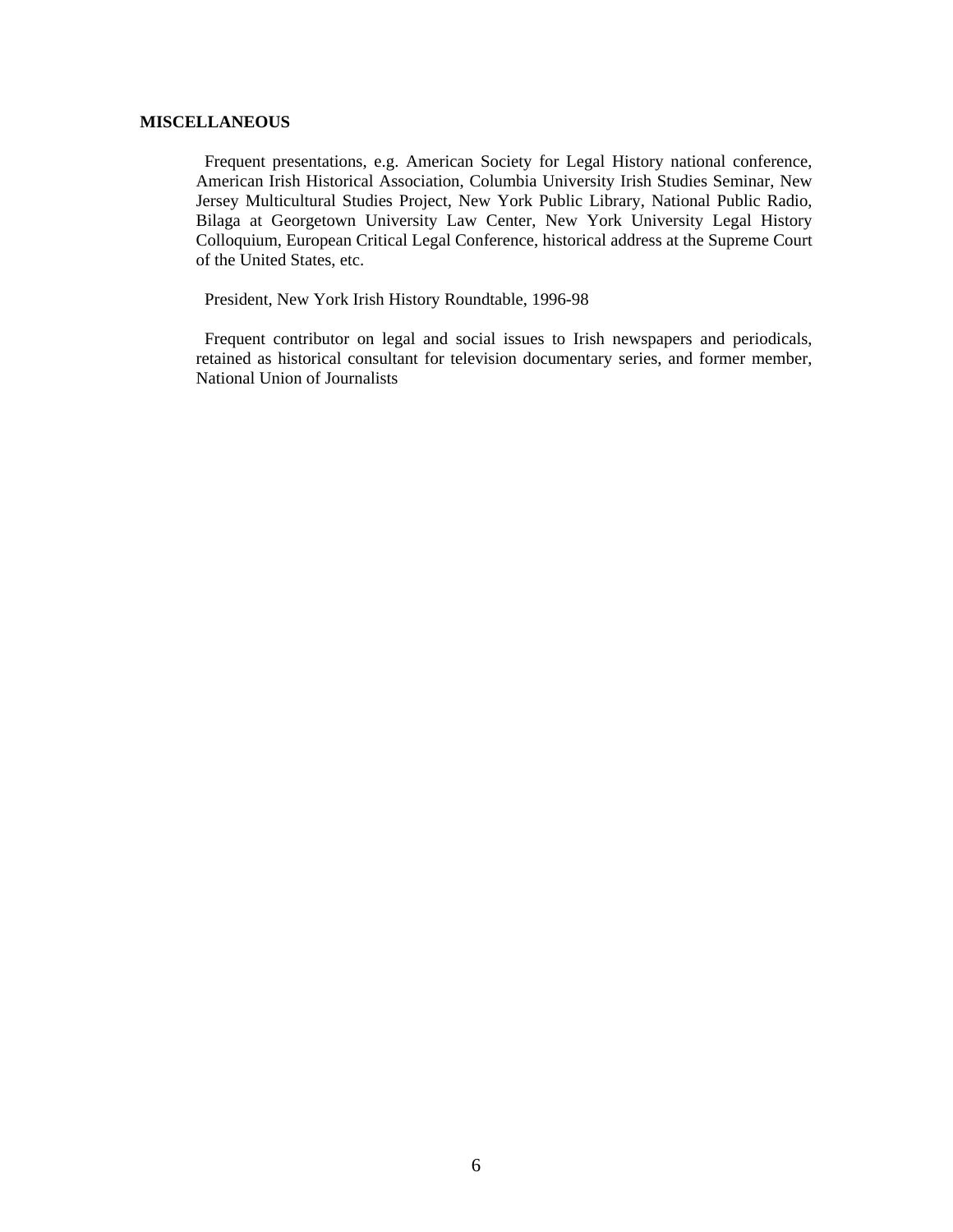## MISCELLANEOUS

Frequent presentations, e.g. American Society for Legal History national conference, American Irish Historical Association, Columbia University Irish Studies Seminar, New Jersey Multicultural Studies Project, New York Public Library, National Public Radio, Bilaga at Georgetown University Law Center, New York University Legal History Colloquium, European Critical Legal Conference, historical address at the Supreme Court of the United States, etc.

President, New York Irish History Roundtable, 1996-98

Frequent contributor on legal and social issues to Irish newspapers and periodicals, retained as historical consultant for television documentary series, and former member, National Union of Journalists